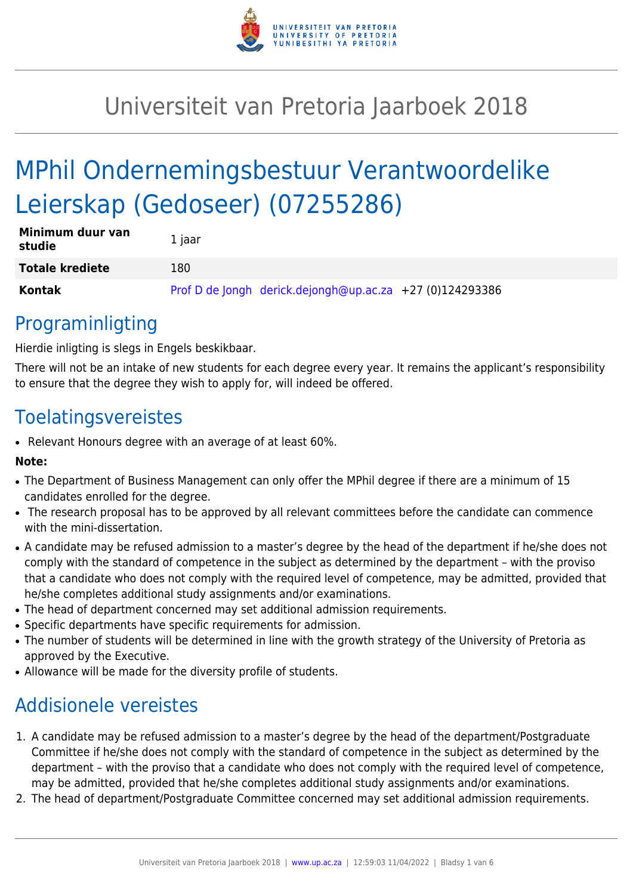# Universiteit van Pretoria Jaarboek 2018

# MPhil Ondernemingsbestuur Verantwoordelike Leierskap (Gedoseer) (07255286)

| | |
|---|---|
| **Minimum duur van studie** | 1 jaar |
| **Totale krediete** | 180 |
| **Kontak** | Prof D de Jongh derick.dejongh@up.ac.za +27 (0)124293386 |

## Programinligting

Hierdie inligting is slegs in Engels beskikbaar.

There will not be an intake of new students for each degree every year. It remains the applicant's responsibility to ensure that the degree they wish to apply for, will indeed be offered.

## Toelatingsvereistes

- Relevant Honours degree with an average of at least 60%.

**Note:**

- The Department of Business Management can only offer the MPhil degree if there are a minimum of 15 candidates enrolled for the degree.
- The research proposal has to be approved by all relevant committees before the candidate can commence with the mini-dissertation.
- A candidate may be refused admission to a master's degree by the head of the department if he/she does not comply with the standard of competence in the subject as determined by the department – with the proviso that a candidate who does not comply with the required level of competence, may be admitted, provided that he/she completes additional study assignments and/or examinations.
- The head of department concerned may set additional admission requirements.
- Specific departments have specific requirements for admission.
- The number of students will be determined in line with the growth strategy of the University of Pretoria as approved by the Executive.
- Allowance will be made for the diversity profile of students.

## Addisionele vereistes

1. A candidate may be refused admission to a master's degree by the head of the department/Postgraduate Committee if he/she does not comply with the standard of competence in the subject as determined by the department – with the proviso that a candidate who does not comply with the required level of competence, may be admitted, provided that he/she completes additional study assignments and/or examinations.
2. The head of department/Postgraduate Committee concerned may set additional admission requirements.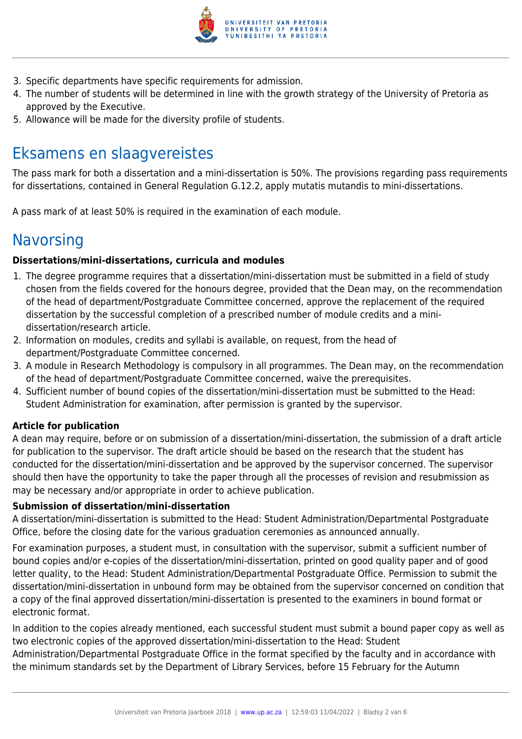3. Specific departments have specific requirements for admission.
4. The number of students will be determined in line with the growth strategy of the University of Pretoria as approved by the Executive.
5. Allowance will be made for the diversity profile of students.

## Eksamens en slaagvereistes

The pass mark for both a dissertation and a mini-dissertation is 50%. The provisions regarding pass requirements for dissertations, contained in General Regulation G.12.2, apply mutatis mutandis to mini-dissertations.

A pass mark of at least 50% is required in the examination of each module.

## Navorsing

**Dissertations/mini-dissertations, curricula and modules**

1. The degree programme requires that a dissertation/mini-dissertation must be submitted in a field of study chosen from the fields covered for the honours degree, provided that the Dean may, on the recommendation of the head of department/Postgraduate Committee concerned, approve the replacement of the required dissertation by the successful completion of a prescribed number of module credits and a mini-dissertation/research article.
2. Information on modules, credits and syllabi is available, on request, from the head of department/Postgraduate Committee concerned.
3. A module in Research Methodology is compulsory in all programmes. The Dean may, on the recommendation of the head of department/Postgraduate Committee concerned, waive the prerequisites.
4. Sufficient number of bound copies of the dissertation/mini-dissertation must be submitted to the Head: Student Administration for examination, after permission is granted by the supervisor.

**Article for publication**

A dean may require, before or on submission of a dissertation/mini-dissertation, the submission of a draft article for publication to the supervisor. The draft article should be based on the research that the student has conducted for the dissertation/mini-dissertation and be approved by the supervisor concerned. The supervisor should then have the opportunity to take the paper through all the processes of revision and resubmission as may be necessary and/or appropriate in order to achieve publication.

**Submission of dissertation/mini-dissertation**

A dissertation/mini-dissertation is submitted to the Head: Student Administration/Departmental Postgraduate Office, before the closing date for the various graduation ceremonies as announced annually.

For examination purposes, a student must, in consultation with the supervisor, submit a sufficient number of bound copies and/or e-copies of the dissertation/mini-dissertation, printed on good quality paper and of good letter quality, to the Head: Student Administration/Departmental Postgraduate Office. Permission to submit the dissertation/mini-dissertation in unbound form may be obtained from the supervisor concerned on condition that a copy of the final approved dissertation/mini-dissertation is presented to the examiners in bound format or electronic format.

In addition to the copies already mentioned, each successful student must submit a bound paper copy as well as two electronic copies of the approved dissertation/mini-dissertation to the Head: Student Administration/Departmental Postgraduate Office in the format specified by the faculty and in accordance with the minimum standards set by the Department of Library Services, before 15 February for the Autumn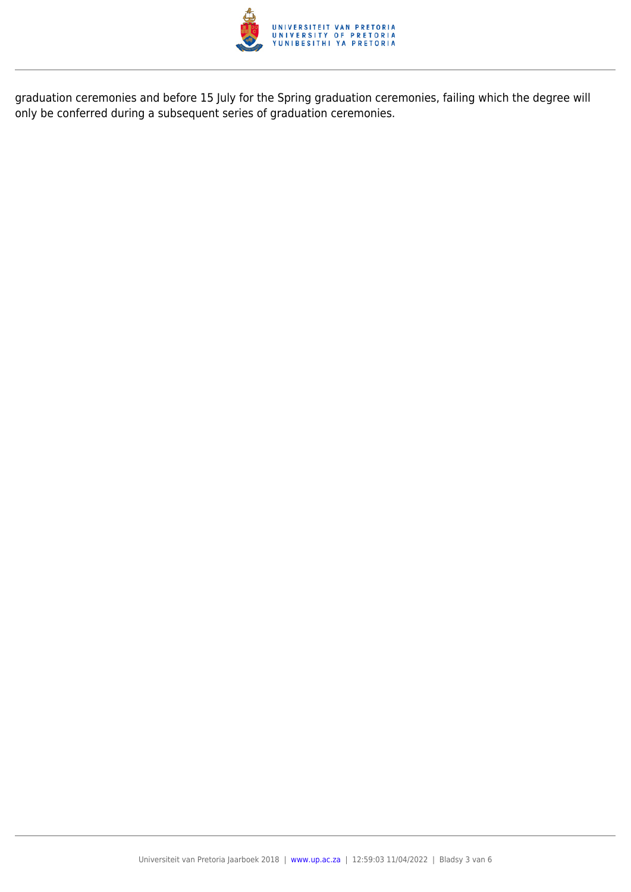graduation ceremonies and before 15 July for the Spring graduation ceremonies, failing which the degree will only be conferred during a subsequent series of graduation ceremonies.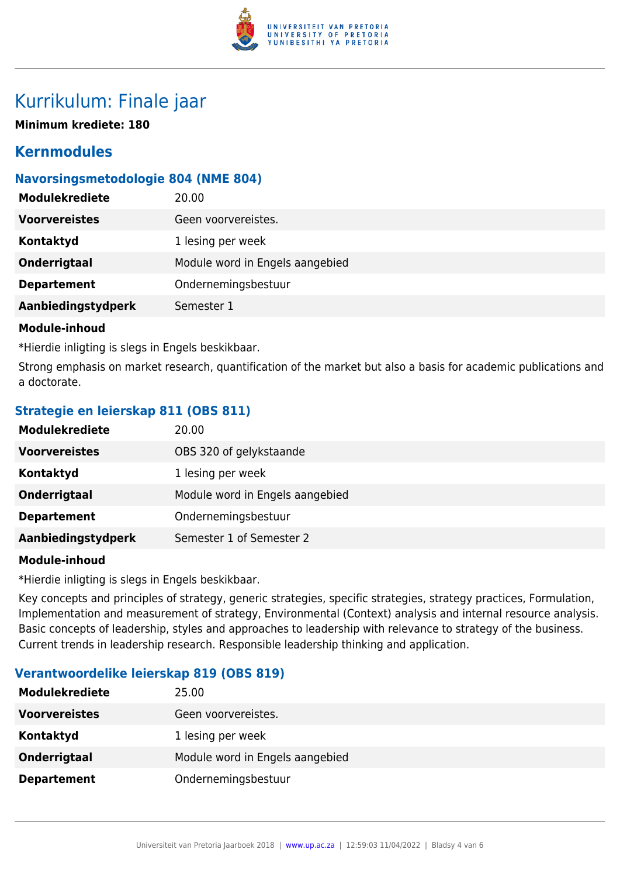# Kurrikulum: Finale jaar

**Minimum krediete: 180**

## Kernmodules

### Navorsingsmetodologie 804 (NME 804)

| | |
|---|---|
| **Modulekrediete** | 20.00 |
| **Voorvereistes** | Geen voorvereistes. |
| **Kontaktyd** | 1 lesing per week |
| **Onderrigtaal** | Module word in Engels aangebied |
| **Departement** | Ondernemingsbestuur |
| **Aanbiedingstydperk** | Semester 1 |

**Module-inhoud**

*Hierdie inligting is slegs in Engels beskikbaar.

Strong emphasis on market research, quantification of the market but also a basis for academic publications and a doctorate.

### Strategie en leierskap 811 (OBS 811)

| | |
|---|---|
| **Modulekrediete** | 20.00 |
| **Voorvereistes** | OBS 320 of gelykstaande |
| **Kontaktyd** | 1 lesing per week |
| **Onderrigtaal** | Module word in Engels aangebied |
| **Departement** | Ondernemingsbestuur |
| **Aanbiedingstydperk** | Semester 1 of Semester 2 |

**Module-inhoud**

*Hierdie inligting is slegs in Engels beskikbaar.

Key concepts and principles of strategy, generic strategies, specific strategies, strategy practices, Formulation, Implementation and measurement of strategy, Environmental (Context) analysis and internal resource analysis. Basic concepts of leadership, styles and approaches to leadership with relevance to strategy of the business. Current trends in leadership research. Responsible leadership thinking and application.

### Verantwoordelike leierskap 819 (OBS 819)

| | |
|---|---|
| **Modulekrediete** | 25.00 |
| **Voorvereistes** | Geen voorvereistes. |
| **Kontaktyd** | 1 lesing per week |
| **Onderrigtaal** | Module word in Engels aangebied |
| **Departement** | Ondernemingsbestuur |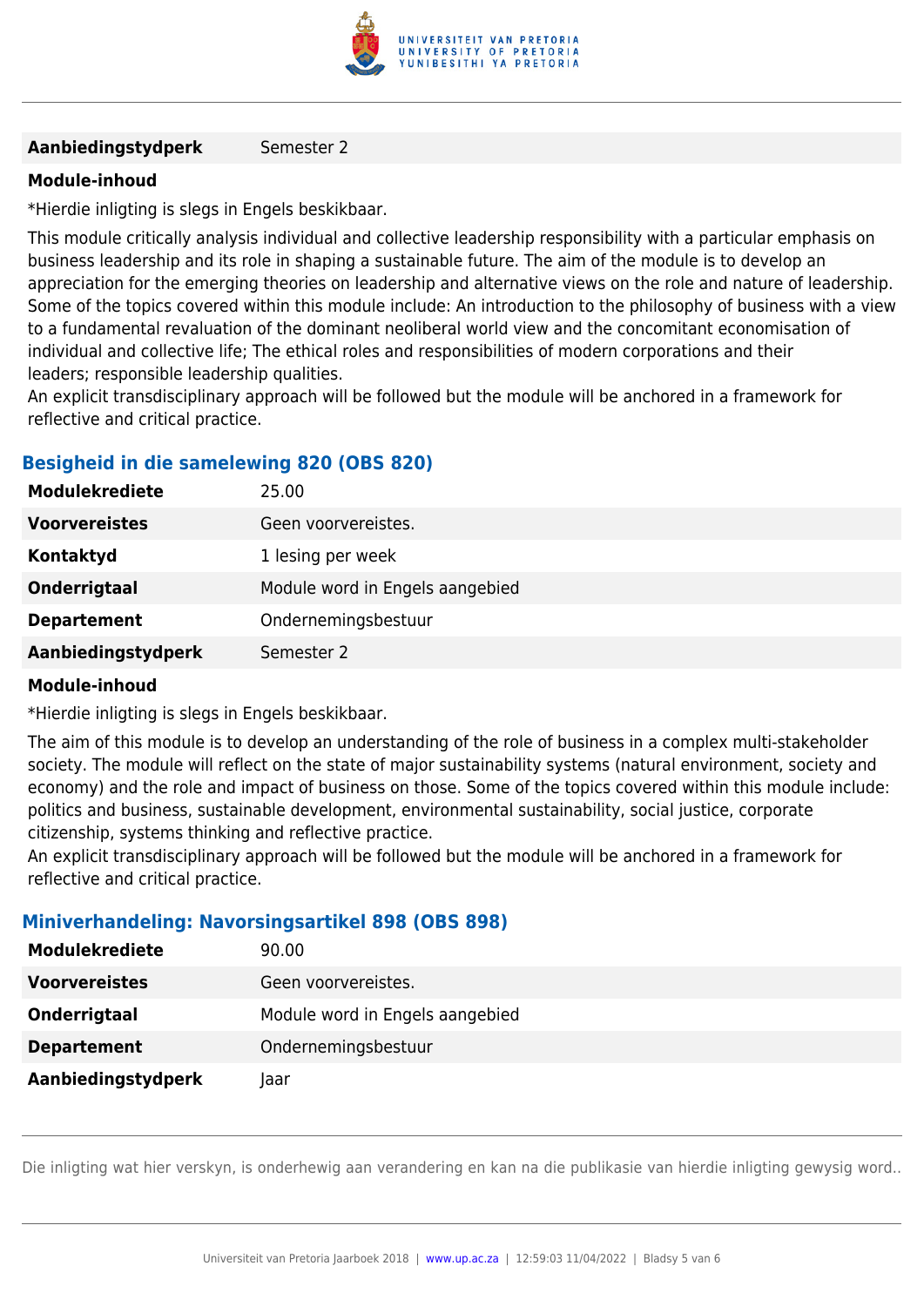| | |
|---|---|
| **Aanbiedingstydperk** | Semester 2 |

**Module-inhoud**

*Hierdie inligting is slegs in Engels beskikbaar.

This module critically analysis individual and collective leadership responsibility with a particular emphasis on business leadership and its role in shaping a sustainable future. The aim of the module is to develop an appreciation for the emerging theories on leadership and alternative views on the role and nature of leadership. Some of the topics covered within this module include: An introduction to the philosophy of business with a view to a fundamental revaluation of the dominant neoliberal world view and the concomitant economisation of individual and collective life; The ethical roles and responsibilities of modern corporations and their leaders; responsible leadership qualities.
An explicit transdisciplinary approach will be followed but the module will be anchored in a framework for reflective and critical practice.

### Besigheid in die samelewing 820 (OBS 820)

| | |
|---|---|
| **Modulekrediete** | 25.00 |
| **Voorvereistes** | Geen voorvereistes. |
| **Kontaktyd** | 1 lesing per week |
| **Onderrigtaal** | Module word in Engels aangebied |
| **Departement** | Ondernemingsbestuur |
| **Aanbiedingstydperk** | Semester 2 |

**Module-inhoud**

*Hierdie inligting is slegs in Engels beskikbaar.

The aim of this module is to develop an understanding of the role of business in a complex multi-stakeholder society. The module will reflect on the state of major sustainability systems (natural environment, society and economy) and the role and impact of business on those. Some of the topics covered within this module include: politics and business, sustainable development, environmental sustainability, social justice, corporate citizenship, systems thinking and reflective practice.
An explicit transdisciplinary approach will be followed but the module will be anchored in a framework for reflective and critical practice.

### Miniverhandeling: Navorsingsartikel 898 (OBS 898)

| | |
|---|---|
| **Modulekrediete** | 90.00 |
| **Voorvereistes** | Geen voorvereistes. |
| **Onderrigtaal** | Module word in Engels aangebied |
| **Departement** | Ondernemingsbestuur |
| **Aanbiedingstydperk** | Jaar |

Die inligting wat hier verskyn, is onderhewig aan verandering en kan na die publikasie van hierdie inligting gewysig word..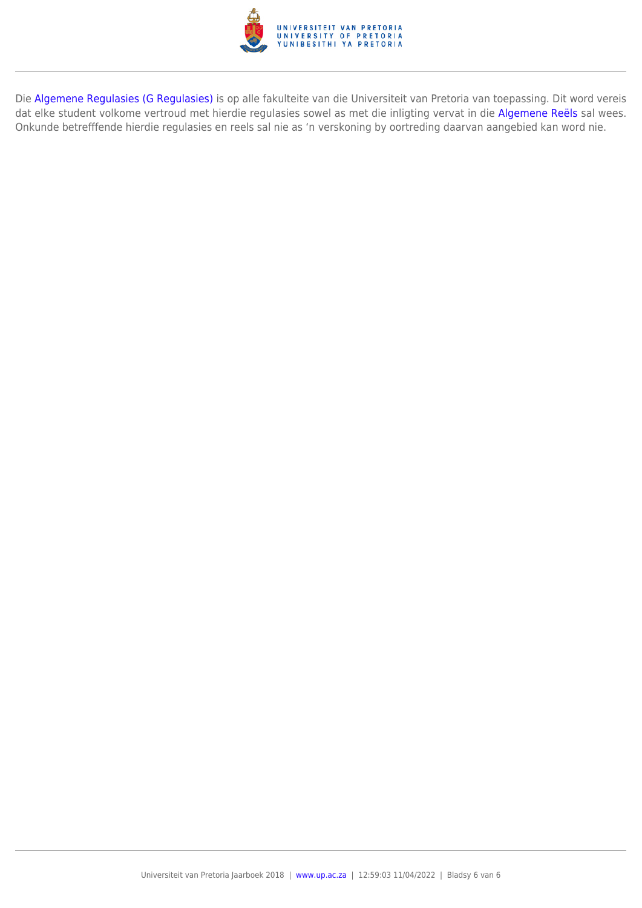Die Algemene Regulasies (G Regulasies) is op alle fakulteite van die Universiteit van Pretoria van toepassing. Dit word vereis dat elke student volkome vertroud met hierdie regulasies sowel as met die inligting vervat in die Algemene Reëls sal wees. Onkunde betrefffende hierdie regulasies en reels sal nie as ‘n verskoning by oortreding daarvan aangebied kan word nie.